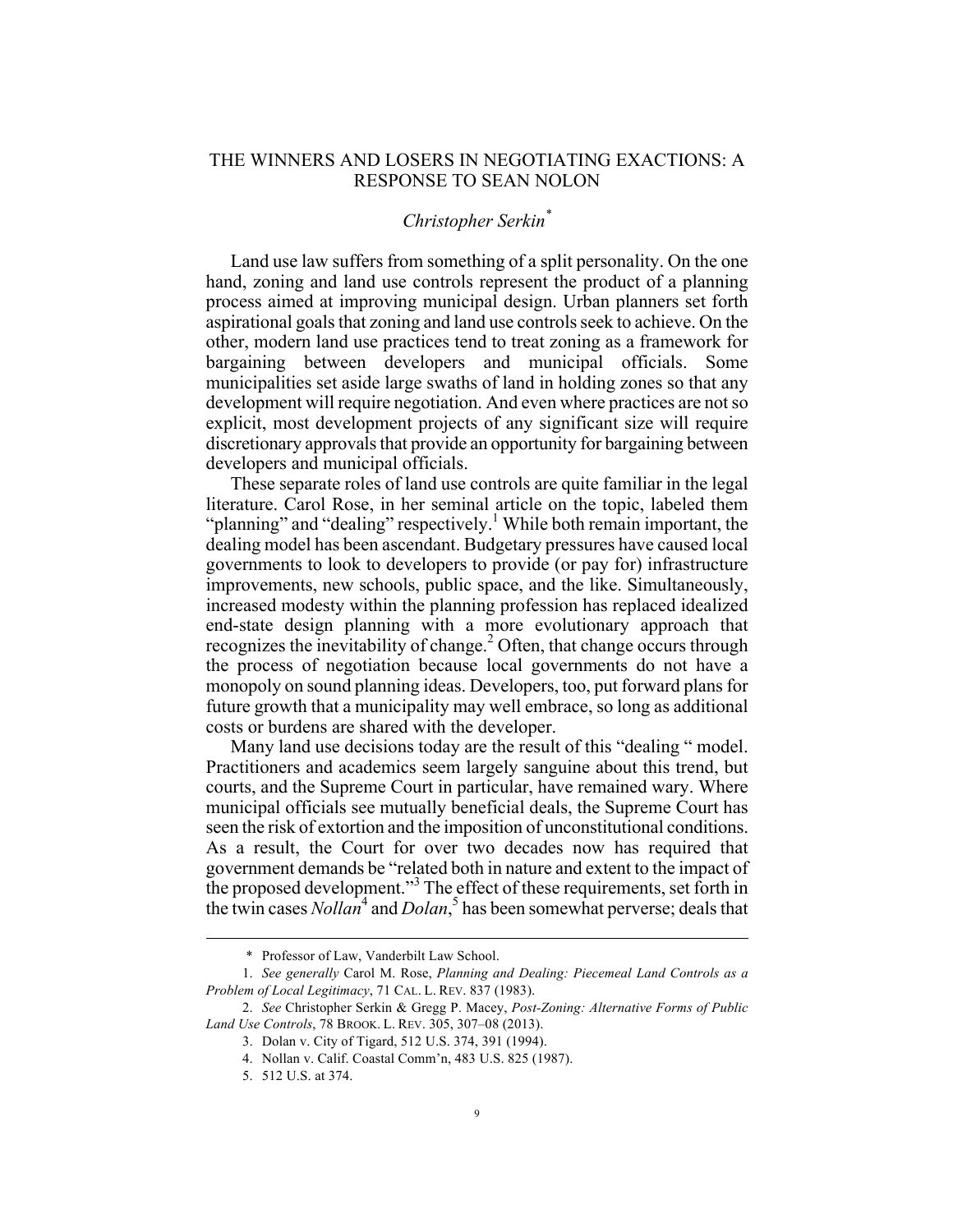# THE WINNERS AND LOSERS IN NEGOTIATING EXACTIONS: A RESPONSE TO SEAN NOLON

*Christopher Serkin*[*]

Land use law suffers from something of a split personality. On the one hand, zoning and land use controls represent the product of a planning process aimed at improving municipal design. Urban planners set forth aspirational goals that zoning and land use controls seek to achieve. On the other, modern land use practices tend to treat zoning as a framework for bargaining between developers and municipal officials. Some municipalities set aside large swaths of land in holding zones so that any development will require negotiation. And even where practices are not so explicit, most development projects of any significant size will require discretionary approvals that provide an opportunity for bargaining between developers and municipal officials.

These separate roles of land use controls are quite familiar in the legal literature. Carol Rose, in her seminal article on the topic, labeled them "planning" and "dealing" respectively.[1] While both remain important, the dealing model has been ascendant. Budgetary pressures have caused local governments to look to developers to provide (or pay for) infrastructure improvements, new schools, public space, and the like. Simultaneously, increased modesty within the planning profession has replaced idealized end-state design planning with a more evolutionary approach that recognizes the inevitability of change.[2] Often, that change occurs through the process of negotiation because local governments do not have a monopoly on sound planning ideas. Developers, too, put forward plans for future growth that a municipality may well embrace, so long as additional costs or burdens are shared with the developer.

Many land use decisions today are the result of this "dealing " model. Practitioners and academics seem largely sanguine about this trend, but courts, and the Supreme Court in particular, have remained wary. Where municipal officials see mutually beneficial deals, the Supreme Court has seen the risk of extortion and the imposition of unconstitutional conditions. As a result, the Court for over two decades now has required that government demands be "related both in nature and extent to the impact of the proposed development."[3] The effect of these requirements, set forth in the twin cases *Nollan*[4] and *Dolan*,[5] has been somewhat perverse; deals that

---

\* Professor of Law, Vanderbilt Law School.

1. *See generally* Carol M. Rose, *Planning and Dealing: Piecemeal Land Controls as a Problem of Local Legitimacy*, 71 CAL. L. REV. 837 (1983).

2. *See* Christopher Serkin & Gregg P. Macey, *Post-Zoning: Alternative Forms of Public Land Use Controls*, 78 BROOK. L. REV. 305, 307–08 (2013).

3. Dolan v. City of Tigard, 512 U.S. 374, 391 (1994).

4. Nollan v. Calif. Coastal Comm'n, 483 U.S. 825 (1987).

5. 512 U.S. at 374.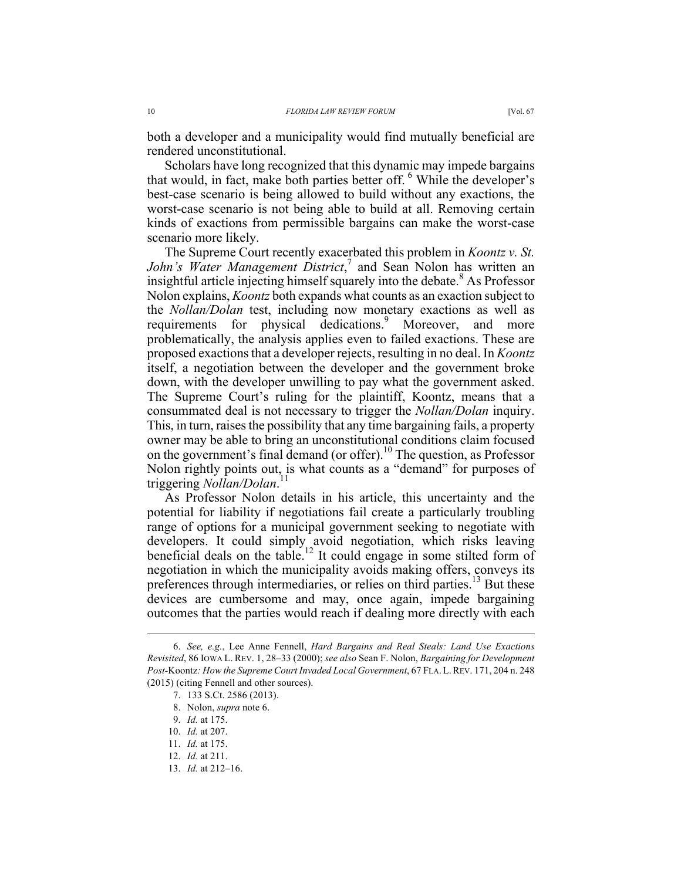both a developer and a municipality would find mutually beneficial are rendered unconstitutional.

Scholars have long recognized that this dynamic may impede bargains that would, in fact, make both parties better off.[6] While the developer's best-case scenario is being allowed to build without any exactions, the worst-case scenario is not being able to build at all. Removing certain kinds of exactions from permissible bargains can make the worst-case scenario more likely.

The Supreme Court recently exacerbated this problem in *Koontz v. St. John's Water Management District*,[7] and Sean Nolon has written an insightful article injecting himself squarely into the debate.[8] As Professor Nolon explains, *Koontz* both expands what counts as an exaction subject to the *Nollan/Dolan* test, including now monetary exactions as well as requirements for physical dedications.[9] Moreover, and more problematically, the analysis applies even to failed exactions. These are proposed exactions that a developer rejects, resulting in no deal. In *Koontz* itself, a negotiation between the developer and the government broke down, with the developer unwilling to pay what the government asked. The Supreme Court's ruling for the plaintiff, Koontz, means that a consummated deal is not necessary to trigger the *Nollan/Dolan* inquiry. This, in turn, raises the possibility that any time bargaining fails, a property owner may be able to bring an unconstitutional conditions claim focused on the government's final demand (or offer).[10] The question, as Professor Nolon rightly points out, is what counts as a "demand" for purposes of triggering *Nollan/Dolan*.[11]

As Professor Nolon details in his article, this uncertainty and the potential for liability if negotiations fail create a particularly troubling range of options for a municipal government seeking to negotiate with developers. It could simply avoid negotiation, which risks leaving beneficial deals on the table.[12] It could engage in some stilted form of negotiation in which the municipality avoids making offers, conveys its preferences through intermediaries, or relies on third parties.[13] But these devices are cumbersome and may, once again, impede bargaining outcomes that the parties would reach if dealing more directly with each

---

6. *See, e.g.*, Lee Anne Fennell, *Hard Bargains and Real Steals: Land Use Exactions Revisited*, 86 IOWA L. REV. 1, 28–33 (2000); *see also* Sean F. Nolon, *Bargaining for Development Post-*Koontz*: How the Supreme Court Invaded Local Government*, 67 FLA. L. REV. 171, 204 n. 248 (2015) (citing Fennell and other sources).

7. 133 S.Ct. 2586 (2013).

8. Nolon, *supra* note 6.

9. *Id.* at 175.

10. *Id.* at 207.

11. *Id.* at 175.

12. *Id.* at 211.

13. *Id.* at 212–16.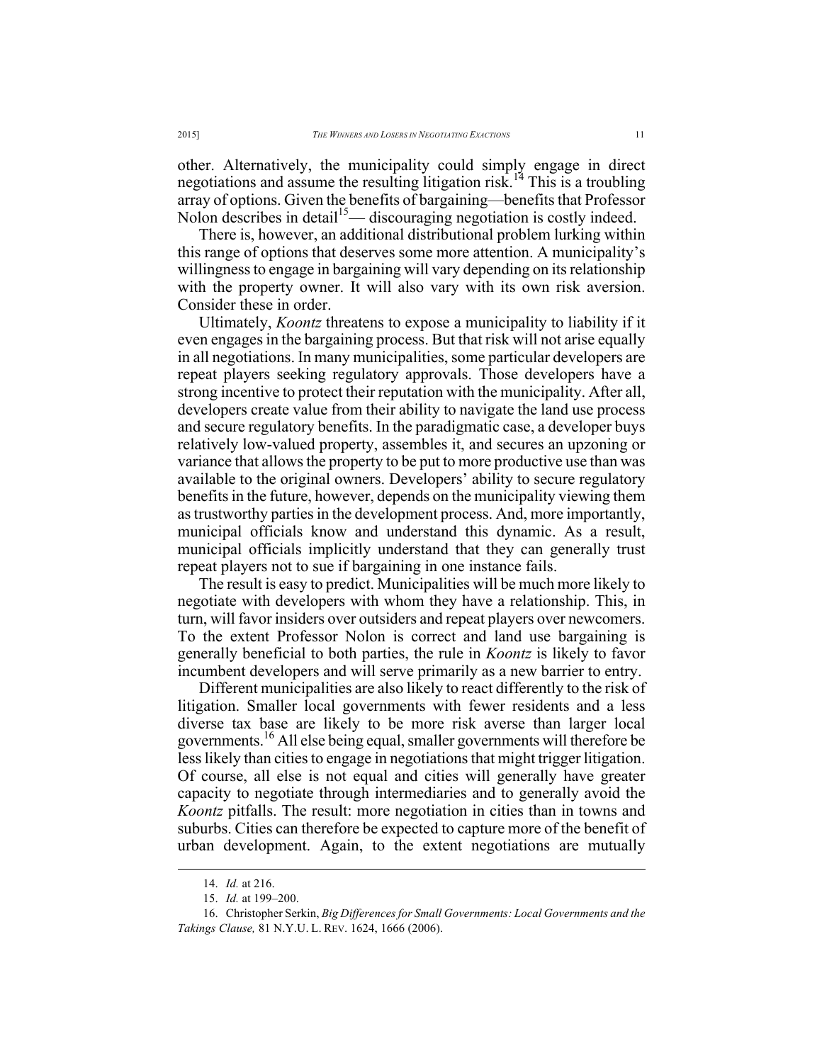other. Alternatively, the municipality could simply engage in direct negotiations and assume the resulting litigation risk.[14] This is a troubling array of options. Given the benefits of bargaining—benefits that Professor Nolon describes in detail[15]— discouraging negotiation is costly indeed.

There is, however, an additional distributional problem lurking within this range of options that deserves some more attention. A municipality's willingness to engage in bargaining will vary depending on its relationship with the property owner. It will also vary with its own risk aversion. Consider these in order.

Ultimately, *Koontz* threatens to expose a municipality to liability if it even engages in the bargaining process. But that risk will not arise equally in all negotiations. In many municipalities, some particular developers are repeat players seeking regulatory approvals. Those developers have a strong incentive to protect their reputation with the municipality. After all, developers create value from their ability to navigate the land use process and secure regulatory benefits. In the paradigmatic case, a developer buys relatively low-valued property, assembles it, and secures an upzoning or variance that allows the property to be put to more productive use than was available to the original owners. Developers' ability to secure regulatory benefits in the future, however, depends on the municipality viewing them as trustworthy parties in the development process. And, more importantly, municipal officials know and understand this dynamic. As a result, municipal officials implicitly understand that they can generally trust repeat players not to sue if bargaining in one instance fails.

The result is easy to predict. Municipalities will be much more likely to negotiate with developers with whom they have a relationship. This, in turn, will favor insiders over outsiders and repeat players over newcomers. To the extent Professor Nolon is correct and land use bargaining is generally beneficial to both parties, the rule in *Koontz* is likely to favor incumbent developers and will serve primarily as a new barrier to entry.

Different municipalities are also likely to react differently to the risk of litigation. Smaller local governments with fewer residents and a less diverse tax base are likely to be more risk averse than larger local governments.[16] All else being equal, smaller governments will therefore be less likely than cities to engage in negotiations that might trigger litigation. Of course, all else is not equal and cities will generally have greater capacity to negotiate through intermediaries and to generally avoid the *Koontz* pitfalls. The result: more negotiation in cities than in towns and suburbs. Cities can therefore be expected to capture more of the benefit of urban development. Again, to the extent negotiations are mutually

---

14. *Id.* at 216.

15. *Id.* at 199–200.

16. Christopher Serkin, *Big Differences for Small Governments: Local Governments and the Takings Clause,* 81 N.Y.U. L. REV. 1624, 1666 (2006).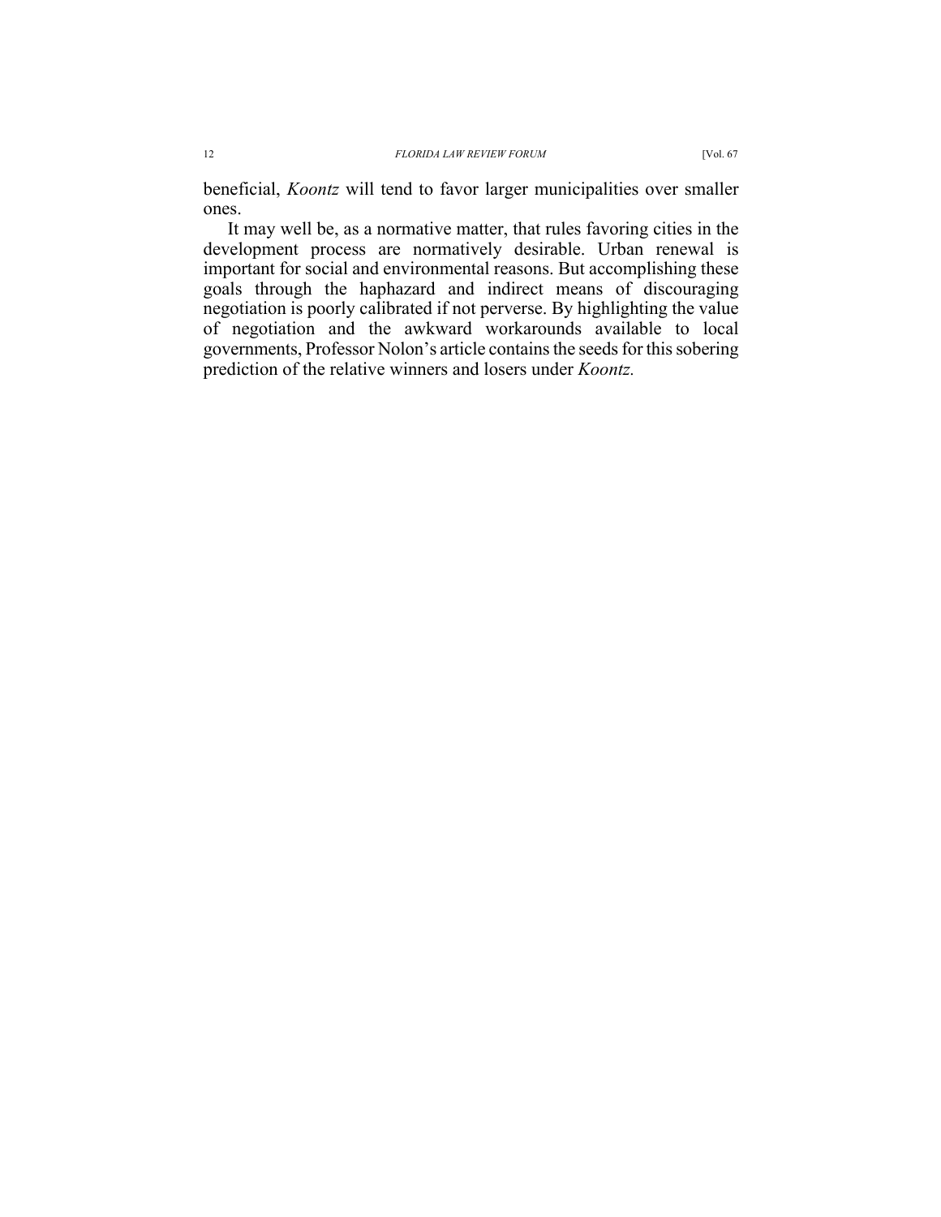beneficial, *Koontz* will tend to favor larger municipalities over smaller ones.

It may well be, as a normative matter, that rules favoring cities in the development process are normatively desirable. Urban renewal is important for social and environmental reasons. But accomplishing these goals through the haphazard and indirect means of discouraging negotiation is poorly calibrated if not perverse. By highlighting the value of negotiation and the awkward workarounds available to local governments, Professor Nolon's article contains the seeds for this sobering prediction of the relative winners and losers under *Koontz.*